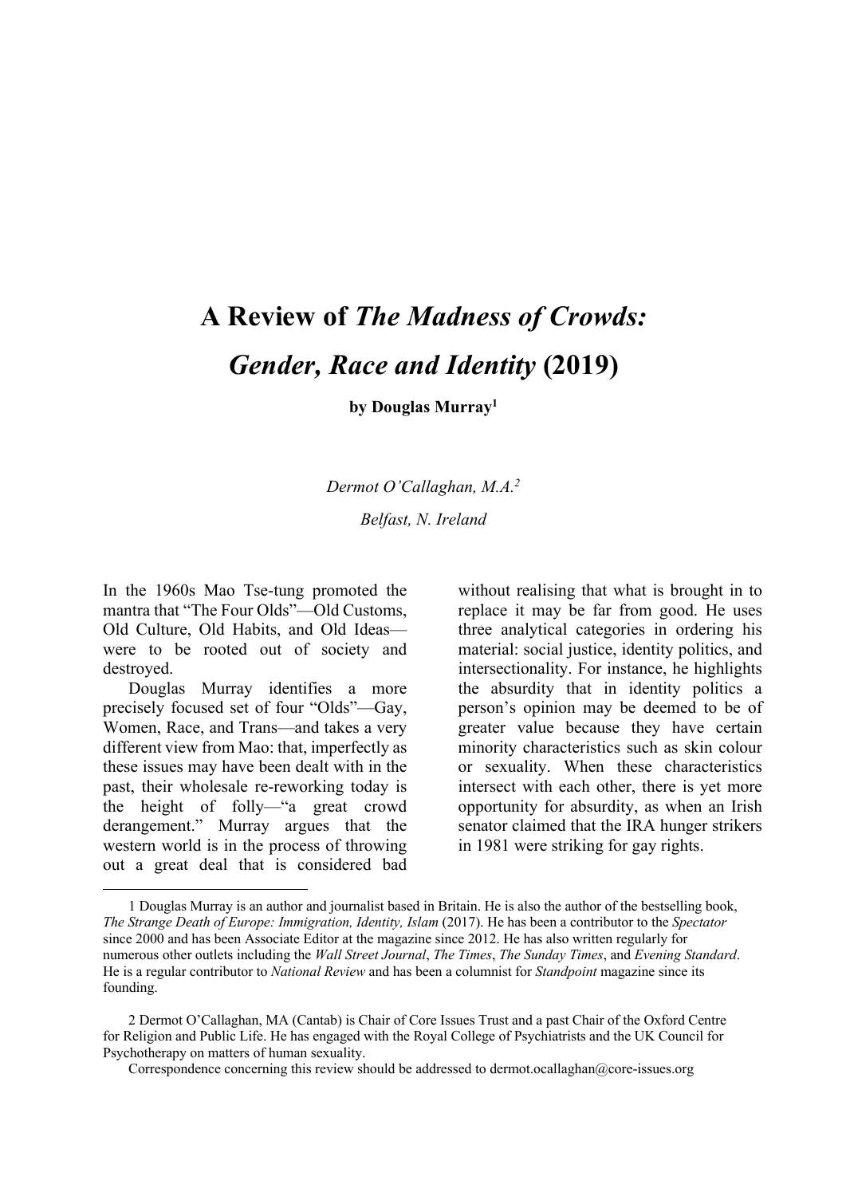# A Review of *The Madness of Crowds: Gender, Race and Identity* (2019)

**by Douglas Murray[1]**

*Dermot O'Callaghan, M.A.[2]*

*Belfast, N. Ireland*

In the 1960s Mao Tse-tung promoted the mantra that "The Four Olds"—Old Customs, Old Culture, Old Habits, and Old Ideas—were to be rooted out of society and destroyed.

Douglas Murray identifies a more precisely focused set of four "Olds"—Gay, Women, Race, and Trans—and takes a very different view from Mao: that, imperfectly as these issues may have been dealt with in the past, their wholesale re-reworking today is the height of folly—"a great crowd derangement." Murray argues that the western world is in the process of throwing out a great deal that is considered bad without realising that what is brought in to replace it may be far from good. He uses three analytical categories in ordering his material: social justice, identity politics, and intersectionality. For instance, he highlights the absurdity that in identity politics a person's opinion may be deemed to be of greater value because they have certain minority characteristics such as skin colour or sexuality. When these characteristics intersect with each other, there is yet more opportunity for absurdity, as when an Irish senator claimed that the IRA hunger strikers in 1981 were striking for gay rights.

---

1 Douglas Murray is an author and journalist based in Britain. He is also the author of the bestselling book, *The Strange Death of Europe: Immigration, Identity, Islam* (2017). He has been a contributor to the *Spectator* since 2000 and has been Associate Editor at the magazine since 2012. He has also written regularly for numerous other outlets including the *Wall Street Journal*, *The Times*, *The Sunday Times*, and *Evening Standard*. He is a regular contributor to *National Review* and has been a columnist for *Standpoint* magazine since its founding.

2 Dermot O'Callaghan, MA (Cantab) is Chair of Core Issues Trust and a past Chair of the Oxford Centre for Religion and Public Life. He has engaged with the Royal College of Psychiatrists and the UK Council for Psychotherapy on matters of human sexuality.

Correspondence concerning this review should be addressed to dermot.ocallaghan@core-issues.org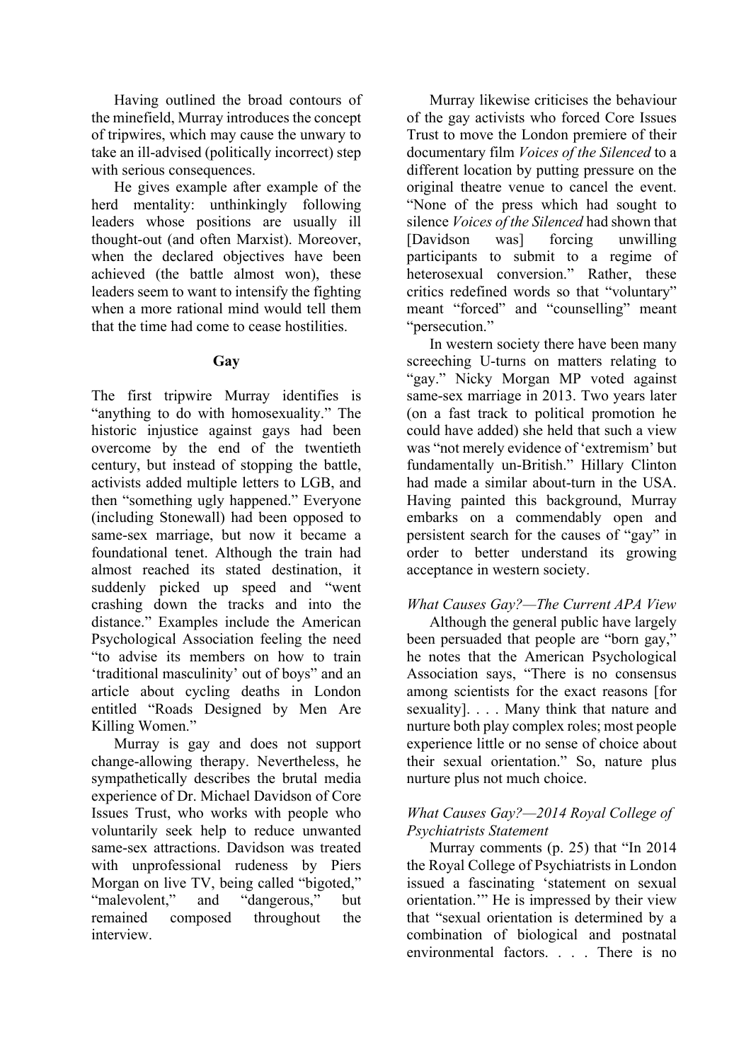Having outlined the broad contours of the minefield, Murray introduces the concept of tripwires, which may cause the unwary to take an ill-advised (politically incorrect) step with serious consequences.

He gives example after example of the herd mentality: unthinkingly following leaders whose positions are usually ill thought-out (and often Marxist). Moreover, when the declared objectives have been achieved (the battle almost won), these leaders seem to want to intensify the fighting when a more rational mind would tell them that the time had come to cease hostilities.

## Gay

The first tripwire Murray identifies is "anything to do with homosexuality." The historic injustice against gays had been overcome by the end of the twentieth century, but instead of stopping the battle, activists added multiple letters to LGB, and then "something ugly happened." Everyone (including Stonewall) had been opposed to same-sex marriage, but now it became a foundational tenet. Although the train had almost reached its stated destination, it suddenly picked up speed and "went crashing down the tracks and into the distance." Examples include the American Psychological Association feeling the need "to advise its members on how to train 'traditional masculinity' out of boys" and an article about cycling deaths in London entitled "Roads Designed by Men Are Killing Women."

Murray is gay and does not support change-allowing therapy. Nevertheless, he sympathetically describes the brutal media experience of Dr. Michael Davidson of Core Issues Trust, who works with people who voluntarily seek help to reduce unwanted same-sex attractions. Davidson was treated with unprofessional rudeness by Piers Morgan on live TV, being called "bigoted," "malevolent," and "dangerous," but remained composed throughout the interview.

Murray likewise criticises the behaviour of the gay activists who forced Core Issues Trust to move the London premiere of their documentary film *Voices of the Silenced* to a different location by putting pressure on the original theatre venue to cancel the event. "None of the press which had sought to silence *Voices of the Silenced* had shown that [Davidson was] forcing unwilling participants to submit to a regime of heterosexual conversion." Rather, these critics redefined words so that "voluntary" meant "forced" and "counselling" meant "persecution."

In western society there have been many screeching U-turns on matters relating to "gay." Nicky Morgan MP voted against same-sex marriage in 2013. Two years later (on a fast track to political promotion he could have added) she held that such a view was "not merely evidence of 'extremism' but fundamentally un-British." Hillary Clinton had made a similar about-turn in the USA. Having painted this background, Murray embarks on a commendably open and persistent search for the causes of "gay" in order to better understand its growing acceptance in western society.

### *What Causes Gay?—The Current APA View*

Although the general public have largely been persuaded that people are "born gay," he notes that the American Psychological Association says, "There is no consensus among scientists for the exact reasons [for sexuality]. . . . Many think that nature and nurture both play complex roles; most people experience little or no sense of choice about their sexual orientation." So, nature plus nurture plus not much choice.

### *What Causes Gay?—2014 Royal College of Psychiatrists Statement*

Murray comments (p. 25) that "In 2014 the Royal College of Psychiatrists in London issued a fascinating 'statement on sexual orientation.'" He is impressed by their view that "sexual orientation is determined by a combination of biological and postnatal environmental factors. . . . There is no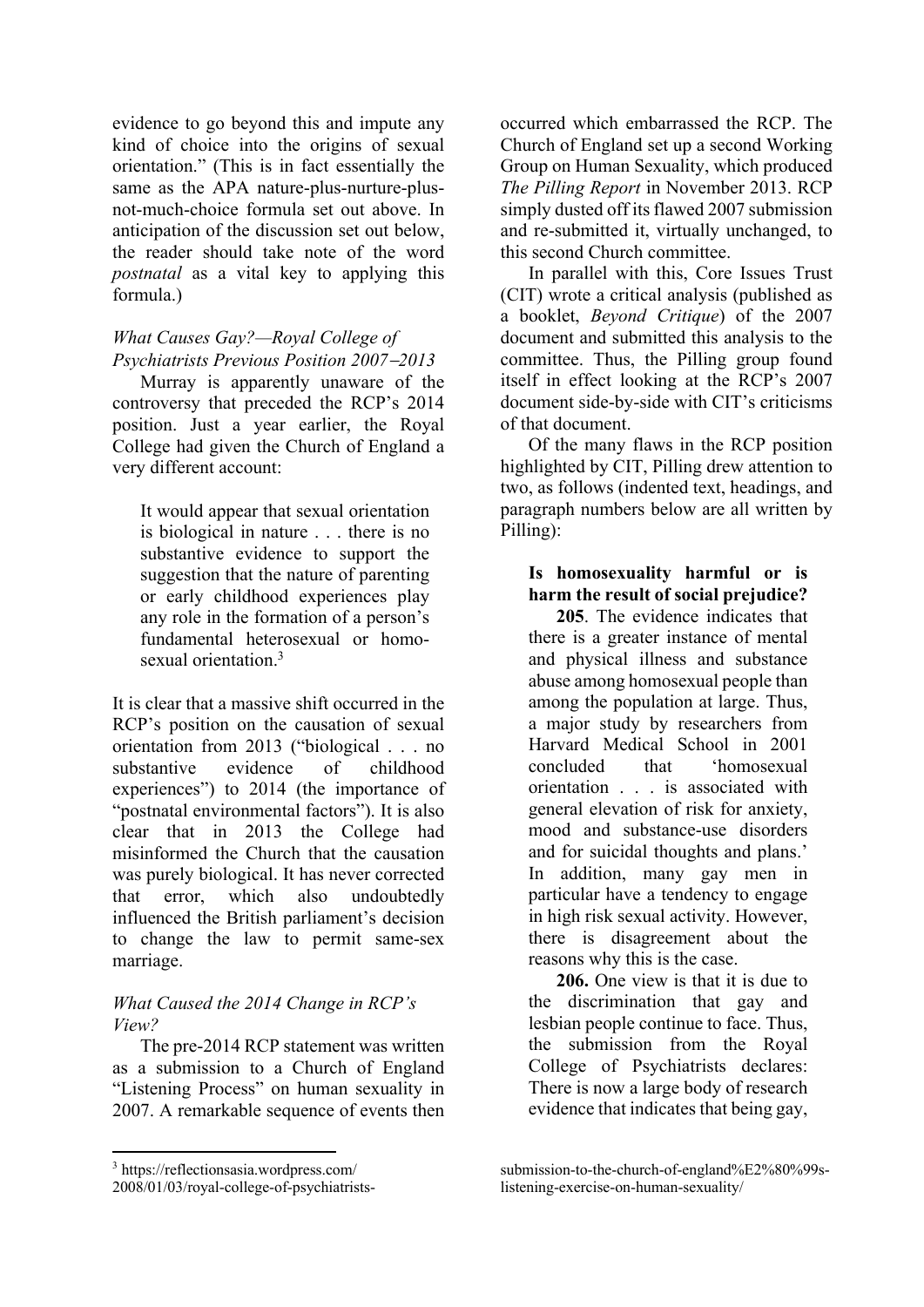evidence to go beyond this and impute any kind of choice into the origins of sexual orientation." (This is in fact essentially the same as the APA nature-plus-nurture-plus-not-much-choice formula set out above. In anticipation of the discussion set out below, the reader should take note of the word *postnatal* as a vital key to applying this formula.)

*What Causes Gay?—Royal College of Psychiatrists Previous Position 2007–2013*

Murray is apparently unaware of the controversy that preceded the RCP's 2014 position. Just a year earlier, the Royal College had given the Church of England a very different account:

> It would appear that sexual orientation is biological in nature . . . there is no substantive evidence to support the suggestion that the nature of parenting or early childhood experiences play any role in the formation of a person's fundamental heterosexual or homosexual orientation.[3]

It is clear that a massive shift occurred in the RCP's position on the causation of sexual orientation from 2013 ("biological . . . no substantive evidence of childhood experiences") to 2014 (the importance of "postnatal environmental factors"). It is also clear that in 2013 the College had misinformed the Church that the causation was purely biological. It has never corrected that error, which also undoubtedly influenced the British parliament's decision to change the law to permit same-sex marriage.

*What Caused the 2014 Change in RCP's View?*

The pre-2014 RCP statement was written as a submission to a Church of England "Listening Process" on human sexuality in 2007. A remarkable sequence of events then occurred which embarrassed the RCP. The Church of England set up a second Working Group on Human Sexuality, which produced *The Pilling Report* in November 2013. RCP simply dusted off its flawed 2007 submission and re-submitted it, virtually unchanged, to this second Church committee.

In parallel with this, Core Issues Trust (CIT) wrote a critical analysis (published as a booklet, *Beyond Critique*) of the 2007 document and submitted this analysis to the committee. Thus, the Pilling group found itself in effect looking at the RCP's 2007 document side-by-side with CIT's criticisms of that document.

Of the many flaws in the RCP position highlighted by CIT, Pilling drew attention to two, as follows (indented text, headings, and paragraph numbers below are all written by Pilling):

> **Is homosexuality harmful or is harm the result of social prejudice?**
>
> **205**. The evidence indicates that there is a greater instance of mental and physical illness and substance abuse among homosexual people than among the population at large. Thus, a major study by researchers from Harvard Medical School in 2001 concluded that 'homosexual orientation . . . is associated with general elevation of risk for anxiety, mood and substance-use disorders and for suicidal thoughts and plans.' In addition, many gay men in particular have a tendency to engage in high risk sexual activity. However, there is disagreement about the reasons why this is the case.
>
> **206.** One view is that it is due to the discrimination that gay and lesbian people continue to face. Thus, the submission from the Royal College of Psychiatrists declares: There is now a large body of research evidence that indicates that being gay,

---

[3] https://reflectionsasia.wordpress.com/2008/01/03/royal-college-of-psychiatrists-submission-to-the-church-of-england%E2%80%99s-listening-exercise-on-human-sexuality/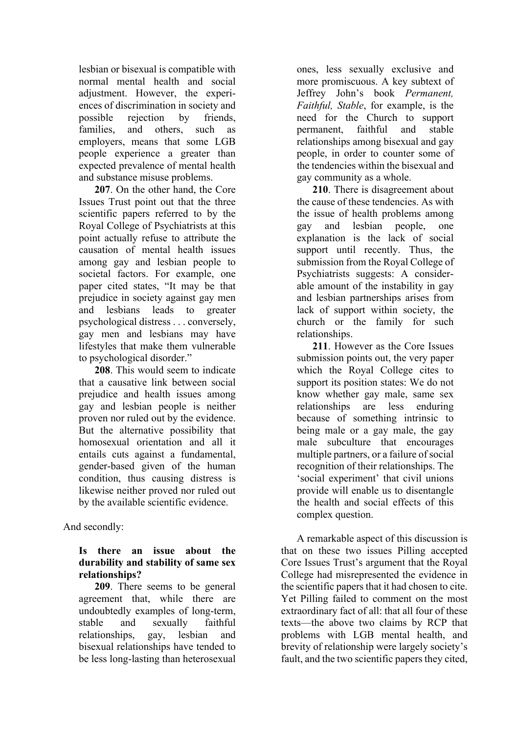lesbian or bisexual is compatible with normal mental health and social adjustment. However, the experiences of discrimination in society and possible rejection by friends, families, and others, such as employers, means that some LGB people experience a greater than expected prevalence of mental health and substance misuse problems.

> **207**. On the other hand, the Core Issues Trust point out that the three scientific papers referred to by the Royal College of Psychiatrists at this point actually refuse to attribute the causation of mental health issues among gay and lesbian people to societal factors. For example, one paper cited states, "It may be that prejudice in society against gay men and lesbians leads to greater psychological distress . . . conversely, gay men and lesbians may have lifestyles that make them vulnerable to psychological disorder."
>
> **208**. This would seem to indicate that a causative link between social prejudice and health issues among gay and lesbian people is neither proven nor ruled out by the evidence. But the alternative possibility that homosexual orientation and all it entails cuts against a fundamental, gender-based given of the human condition, thus causing distress is likewise neither proved nor ruled out by the available scientific evidence.

And secondly:

> **Is there an issue about the durability and stability of same sex relationships?**
>
> **209**. There seems to be general agreement that, while there are undoubtedly examples of long-term, stable and sexually faithful relationships, gay, lesbian and bisexual relationships have tended to be less long-lasting than heterosexual ones, less sexually exclusive and more promiscuous. A key subtext of Jeffrey John's book *Permanent, Faithful, Stable*, for example, is the need for the Church to support permanent, faithful and stable relationships among bisexual and gay people, in order to counter some of the tendencies within the bisexual and gay community as a whole.
>
> **210**. There is disagreement about the cause of these tendencies. As with the issue of health problems among gay and lesbian people, one explanation is the lack of social support until recently. Thus, the submission from the Royal College of Psychiatrists suggests: A considerable amount of the instability in gay and lesbian partnerships arises from lack of support within society, the church or the family for such relationships.
>
> **211**. However as the Core Issues submission points out, the very paper which the Royal College cites to support its position states: We do not know whether gay male, same sex relationships are less enduring because of something intrinsic to being male or a gay male, the gay male subculture that encourages multiple partners, or a failure of social recognition of their relationships. The 'social experiment' that civil unions provide will enable us to disentangle the health and social effects of this complex question.

A remarkable aspect of this discussion is that on these two issues Pilling accepted Core Issues Trust's argument that the Royal College had misrepresented the evidence in the scientific papers that it had chosen to cite. Yet Pilling failed to comment on the most extraordinary fact of all: that all four of these texts—the above two claims by RCP that problems with LGB mental health, and brevity of relationship were largely society's fault, and the two scientific papers they cited,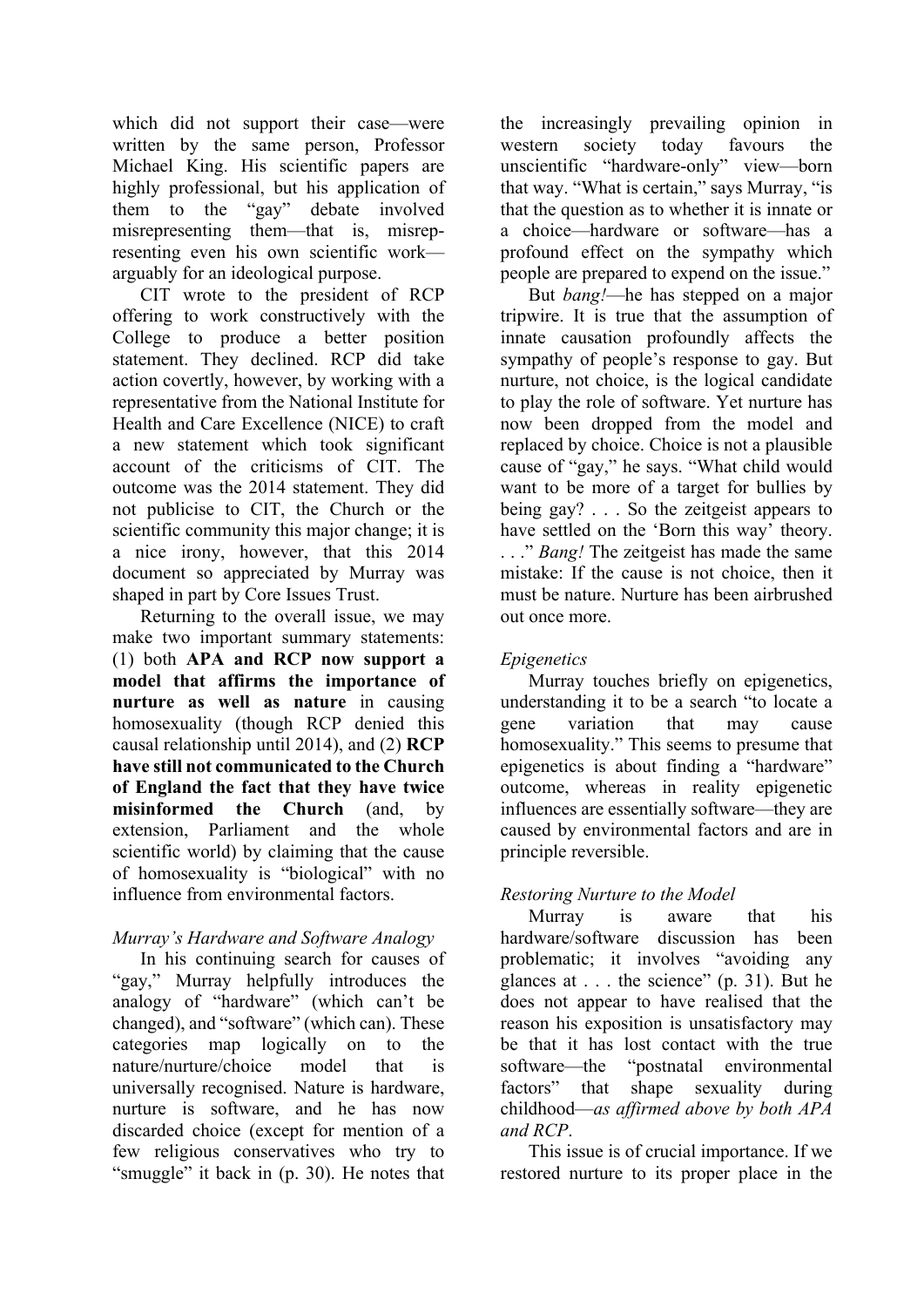which did not support their case—were written by the same person, Professor Michael King. His scientific papers are highly professional, but his application of them to the "gay" debate involved misrepresenting them—that is, misrepresenting even his own scientific work—arguably for an ideological purpose.

CIT wrote to the president of RCP offering to work constructively with the College to produce a better position statement. They declined. RCP did take action covertly, however, by working with a representative from the National Institute for Health and Care Excellence (NICE) to craft a new statement which took significant account of the criticisms of CIT. The outcome was the 2014 statement. They did not publicise to CIT, the Church or the scientific community this major change; it is a nice irony, however, that this 2014 document so appreciated by Murray was shaped in part by Core Issues Trust.

Returning to the overall issue, we may make two important summary statements: (1) both **APA and RCP now support a model that affirms the importance of nurture as well as nature** in causing homosexuality (though RCP denied this causal relationship until 2014), and (2) **RCP have still not communicated to the Church of England the fact that they have twice misinformed the Church** (and, by extension, Parliament and the whole scientific world) by claiming that the cause of homosexuality is "biological" with no influence from environmental factors.

*Murray's Hardware and Software Analogy*

In his continuing search for causes of "gay," Murray helpfully introduces the analogy of "hardware" (which can't be changed), and "software" (which can). These categories map logically on to the nature/nurture/choice model that is universally recognised. Nature is hardware, nurture is software, and he has now discarded choice (except for mention of a few religious conservatives who try to "smuggle" it back in (p. 30). He notes that the increasingly prevailing opinion in western society today favours the unscientific "hardware-only" view—born that way. "What is certain," says Murray, "is that the question as to whether it is innate or a choice—hardware or software—has a profound effect on the sympathy which people are prepared to expend on the issue."

But *bang!*—he has stepped on a major tripwire. It is true that the assumption of innate causation profoundly affects the sympathy of people's response to gay. But nurture, not choice, is the logical candidate to play the role of software. Yet nurture has now been dropped from the model and replaced by choice. Choice is not a plausible cause of "gay," he says. "What child would want to be more of a target for bullies by being gay? . . . So the zeitgeist appears to have settled on the 'Born this way' theory. . . ." *Bang!* The zeitgeist has made the same mistake: If the cause is not choice, then it must be nature. Nurture has been airbrushed out once more.

*Epigenetics*

Murray touches briefly on epigenetics, understanding it to be a search "to locate a gene variation that may cause homosexuality." This seems to presume that epigenetics is about finding a "hardware" outcome, whereas in reality epigenetic influences are essentially software—they are caused by environmental factors and are in principle reversible.

*Restoring Nurture to the Model*

Murray is aware that his hardware/software discussion has been problematic; it involves "avoiding any glances at . . . the science" (p. 31). But he does not appear to have realised that the reason his exposition is unsatisfactory may be that it has lost contact with the true software—the "postnatal environmental factors" that shape sexuality during childhood—*as affirmed above by both APA and RCP*.

This issue is of crucial importance. If we restored nurture to its proper place in the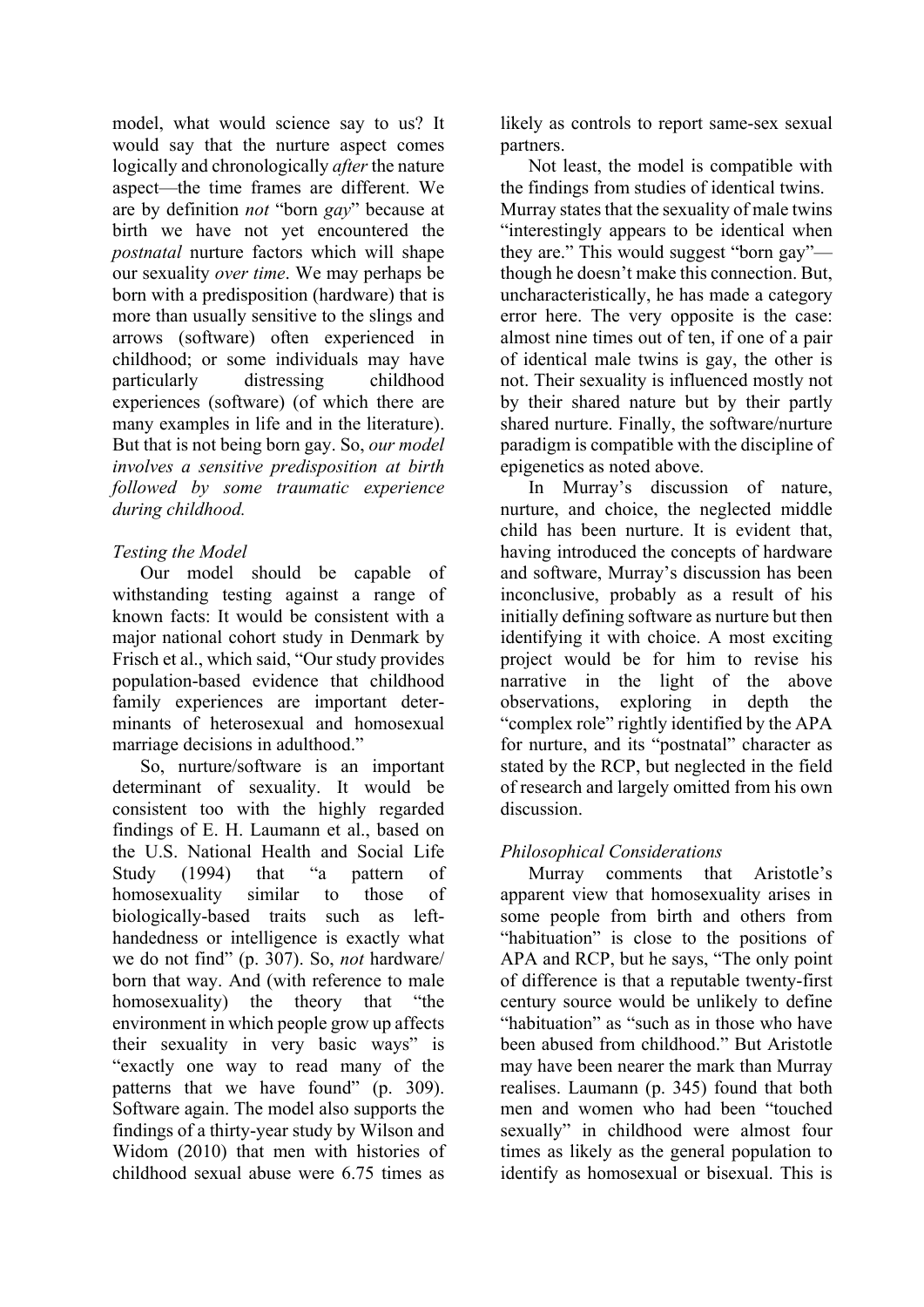model, what would science say to us? It would say that the nurture aspect comes logically and chronologically *after* the nature aspect—the time frames are different. We are by definition *not* "born *gay*" because at birth we have not yet encountered the *postnatal* nurture factors which will shape our sexuality *over time*. We may perhaps be born with a predisposition (hardware) that is more than usually sensitive to the slings and arrows (software) often experienced in childhood; or some individuals may have particularly distressing childhood experiences (software) (of which there are many examples in life and in the literature). But that is not being born gay. So, *our model involves a sensitive predisposition at birth followed by some traumatic experience during childhood.*

*Testing the Model*

Our model should be capable of withstanding testing against a range of known facts: It would be consistent with a major national cohort study in Denmark by Frisch et al., which said, "Our study provides population-based evidence that childhood family experiences are important determinants of heterosexual and homosexual marriage decisions in adulthood."

So, nurture/software is an important determinant of sexuality. It would be consistent too with the highly regarded findings of E. H. Laumann et al., based on the U.S. National Health and Social Life Study (1994) that "a pattern of homosexuality similar to those of biologically-based traits such as left-handedness or intelligence is exactly what we do not find" (p. 307). So, *not* hardware/born that way. And (with reference to male homosexuality) the theory that "the environment in which people grow up affects their sexuality in very basic ways" is "exactly one way to read many of the patterns that we have found" (p. 309). Software again. The model also supports the findings of a thirty-year study by Wilson and Widom (2010) that men with histories of childhood sexual abuse were 6.75 times as likely as controls to report same-sex sexual partners.

Not least, the model is compatible with the findings from studies of identical twins. Murray states that the sexuality of male twins "interestingly appears to be identical when they are." This would suggest "born gay"—though he doesn't make this connection. But, uncharacteristically, he has made a category error here. The very opposite is the case: almost nine times out of ten, if one of a pair of identical male twins is gay, the other is not. Their sexuality is influenced mostly not by their shared nature but by their partly shared nurture. Finally, the software/nurture paradigm is compatible with the discipline of epigenetics as noted above.

In Murray's discussion of nature, nurture, and choice, the neglected middle child has been nurture. It is evident that, having introduced the concepts of hardware and software, Murray's discussion has been inconclusive, probably as a result of his initially defining software as nurture but then identifying it with choice. A most exciting project would be for him to revise his narrative in the light of the above observations, exploring in depth the "complex role" rightly identified by the APA for nurture, and its "postnatal" character as stated by the RCP, but neglected in the field of research and largely omitted from his own discussion.

*Philosophical Considerations*

Murray comments that Aristotle's apparent view that homosexuality arises in some people from birth and others from "habituation" is close to the positions of APA and RCP, but he says, "The only point of difference is that a reputable twenty-first century source would be unlikely to define "habituation" as "such as in those who have been abused from childhood." But Aristotle may have been nearer the mark than Murray realises. Laumann (p. 345) found that both men and women who had been "touched sexually" in childhood were almost four times as likely as the general population to identify as homosexual or bisexual. This is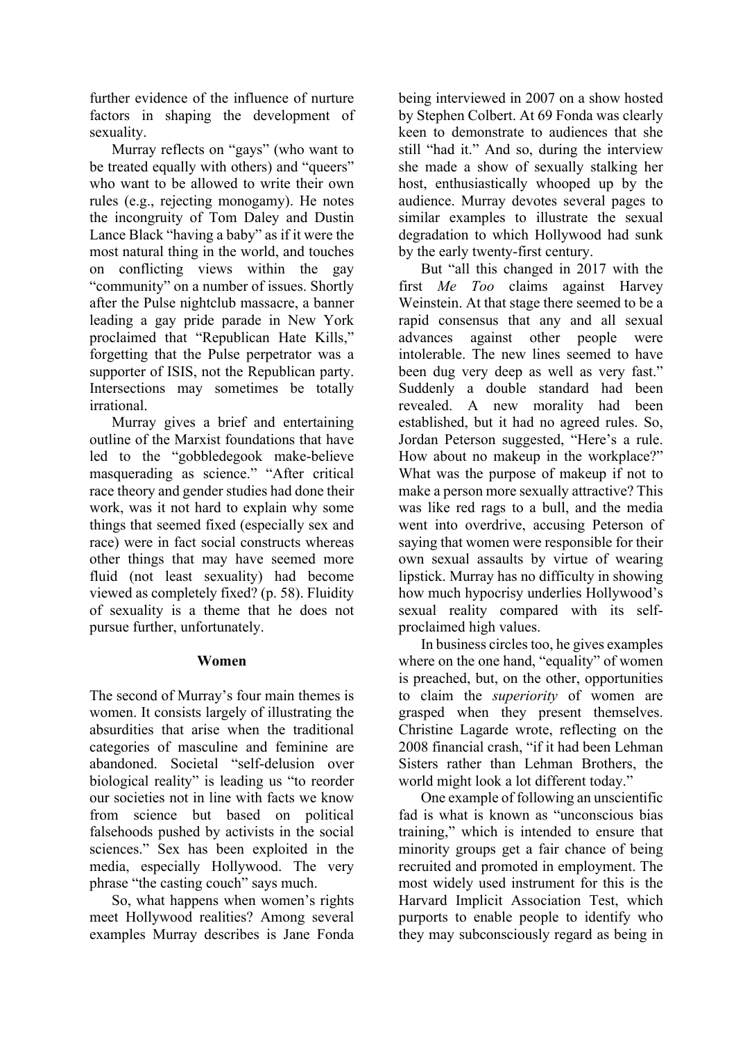further evidence of the influence of nurture factors in shaping the development of sexuality.

Murray reflects on "gays" (who want to be treated equally with others) and "queers" who want to be allowed to write their own rules (e.g., rejecting monogamy). He notes the incongruity of Tom Daley and Dustin Lance Black "having a baby" as if it were the most natural thing in the world, and touches on conflicting views within the gay "community" on a number of issues. Shortly after the Pulse nightclub massacre, a banner leading a gay pride parade in New York proclaimed that "Republican Hate Kills," forgetting that the Pulse perpetrator was a supporter of ISIS, not the Republican party. Intersections may sometimes be totally irrational.

Murray gives a brief and entertaining outline of the Marxist foundations that have led to the "gobbledegook make-believe masquerading as science." "After critical race theory and gender studies had done their work, was it not hard to explain why some things that seemed fixed (especially sex and race) were in fact social constructs whereas other things that may have seemed more fluid (not least sexuality) had become viewed as completely fixed? (p. 58). Fluidity of sexuality is a theme that he does not pursue further, unfortunately.

## Women

The second of Murray's four main themes is women. It consists largely of illustrating the absurdities that arise when the traditional categories of masculine and feminine are abandoned. Societal "self-delusion over biological reality" is leading us "to reorder our societies not in line with facts we know from science but based on political falsehoods pushed by activists in the social sciences." Sex has been exploited in the media, especially Hollywood. The very phrase "the casting couch" says much.

So, what happens when women's rights meet Hollywood realities? Among several examples Murray describes is Jane Fonda being interviewed in 2007 on a show hosted by Stephen Colbert. At 69 Fonda was clearly keen to demonstrate to audiences that she still "had it." And so, during the interview she made a show of sexually stalking her host, enthusiastically whooped up by the audience. Murray devotes several pages to similar examples to illustrate the sexual degradation to which Hollywood had sunk by the early twenty-first century.

But "all this changed in 2017 with the first *Me Too* claims against Harvey Weinstein. At that stage there seemed to be a rapid consensus that any and all sexual advances against other people were intolerable. The new lines seemed to have been dug very deep as well as very fast." Suddenly a double standard had been revealed. A new morality had been established, but it had no agreed rules. So, Jordan Peterson suggested, "Here's a rule. How about no makeup in the workplace?" What was the purpose of makeup if not to make a person more sexually attractive? This was like red rags to a bull, and the media went into overdrive, accusing Peterson of saying that women were responsible for their own sexual assaults by virtue of wearing lipstick. Murray has no difficulty in showing how much hypocrisy underlies Hollywood's sexual reality compared with its self-proclaimed high values.

In business circles too, he gives examples where on the one hand, "equality" of women is preached, but, on the other, opportunities to claim the *superiority* of women are grasped when they present themselves. Christine Lagarde wrote, reflecting on the 2008 financial crash, "if it had been Lehman Sisters rather than Lehman Brothers, the world might look a lot different today."

One example of following an unscientific fad is what is known as "unconscious bias training," which is intended to ensure that minority groups get a fair chance of being recruited and promoted in employment. The most widely used instrument for this is the Harvard Implicit Association Test, which purports to enable people to identify who they may subconsciously regard as being in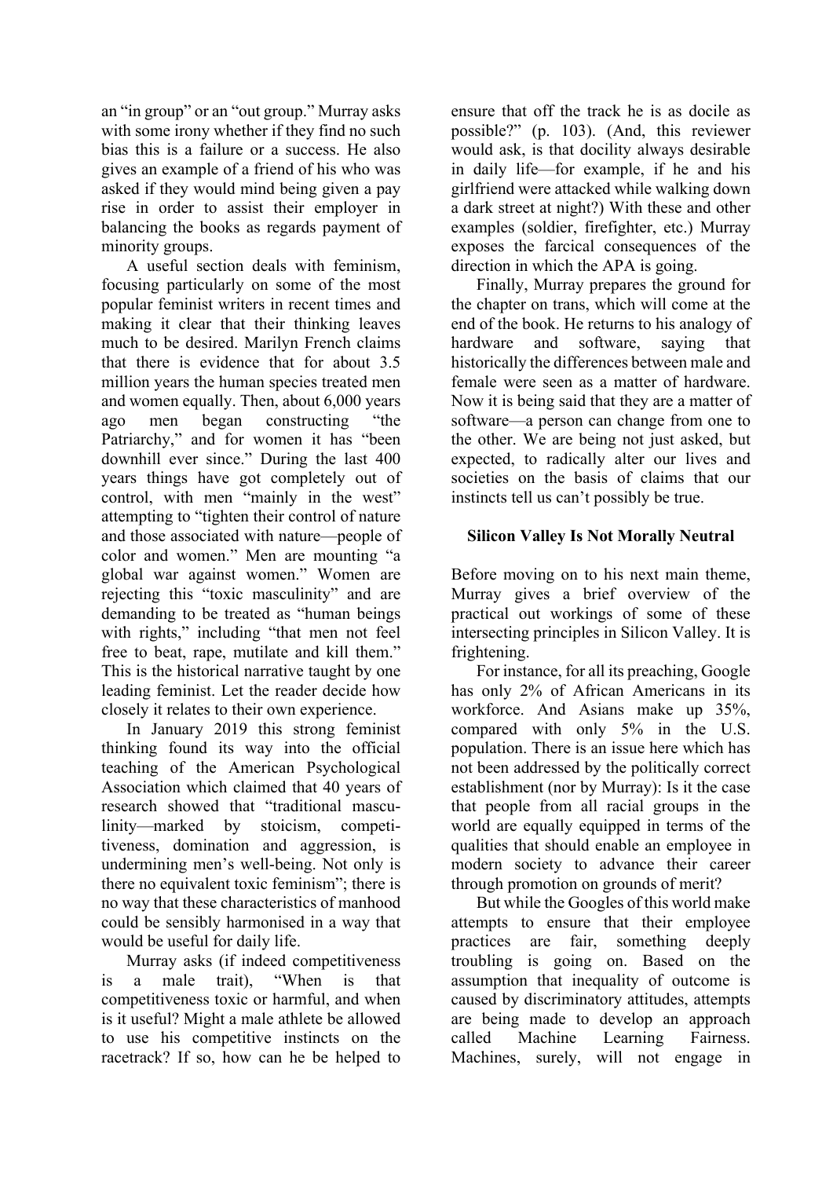an "in group" or an "out group." Murray asks with some irony whether if they find no such bias this is a failure or a success. He also gives an example of a friend of his who was asked if they would mind being given a pay rise in order to assist their employer in balancing the books as regards payment of minority groups.

A useful section deals with feminism, focusing particularly on some of the most popular feminist writers in recent times and making it clear that their thinking leaves much to be desired. Marilyn French claims that there is evidence that for about 3.5 million years the human species treated men and women equally. Then, about 6,000 years ago men began constructing "the Patriarchy," and for women it has "been downhill ever since." During the last 400 years things have got completely out of control, with men "mainly in the west" attempting to "tighten their control of nature and those associated with nature—people of color and women." Men are mounting "a global war against women." Women are rejecting this "toxic masculinity" and are demanding to be treated as "human beings with rights," including "that men not feel free to beat, rape, mutilate and kill them." This is the historical narrative taught by one leading feminist. Let the reader decide how closely it relates to their own experience.

In January 2019 this strong feminist thinking found its way into the official teaching of the American Psychological Association which claimed that 40 years of research showed that "traditional masculinity—marked by stoicism, competitiveness, domination and aggression, is undermining men's well-being. Not only is there no equivalent toxic feminism"; there is no way that these characteristics of manhood could be sensibly harmonised in a way that would be useful for daily life.

Murray asks (if indeed competitiveness is a male trait), "When is that competitiveness toxic or harmful, and when is it useful? Might a male athlete be allowed to use his competitive instincts on the racetrack? If so, how can he be helped to ensure that off the track he is as docile as possible?" (p. 103). (And, this reviewer would ask, is that docility always desirable in daily life—for example, if he and his girlfriend were attacked while walking down a dark street at night?) With these and other examples (soldier, firefighter, etc.) Murray exposes the farcical consequences of the direction in which the APA is going.

Finally, Murray prepares the ground for the chapter on trans, which will come at the end of the book. He returns to his analogy of hardware and software, saying that historically the differences between male and female were seen as a matter of hardware. Now it is being said that they are a matter of software—a person can change from one to the other. We are being not just asked, but expected, to radically alter our lives and societies on the basis of claims that our instincts tell us can't possibly be true.

### Silicon Valley Is Not Morally Neutral

Before moving on to his next main theme, Murray gives a brief overview of the practical out workings of some of these intersecting principles in Silicon Valley. It is frightening.

For instance, for all its preaching, Google has only 2% of African Americans in its workforce. And Asians make up 35%, compared with only 5% in the U.S. population. There is an issue here which has not been addressed by the politically correct establishment (nor by Murray): Is it the case that people from all racial groups in the world are equally equipped in terms of the qualities that should enable an employee in modern society to advance their career through promotion on grounds of merit?

But while the Googles of this world make attempts to ensure that their employee practices are fair, something deeply troubling is going on. Based on the assumption that inequality of outcome is caused by discriminatory attitudes, attempts are being made to develop an approach called Machine Learning Fairness. Machines, surely, will not engage in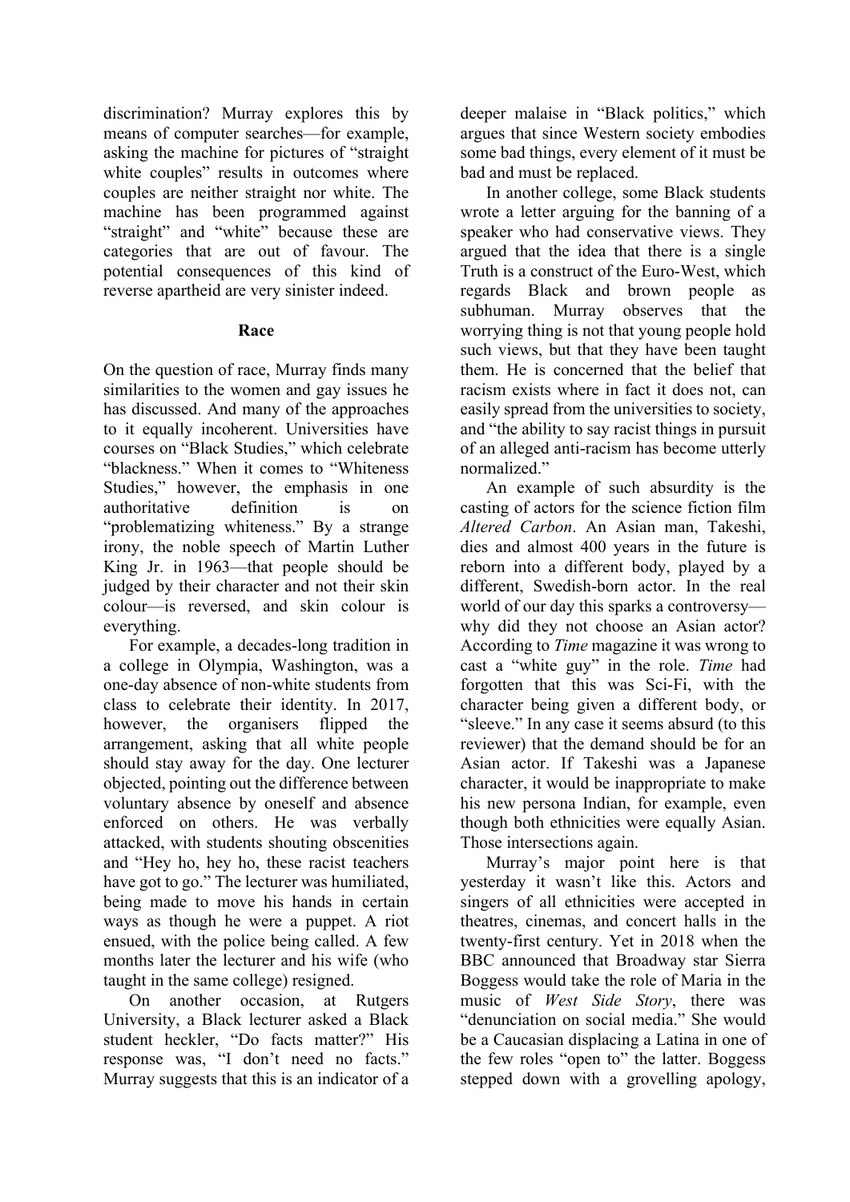discrimination? Murray explores this by means of computer searches—for example, asking the machine for pictures of "straight white couples" results in outcomes where couples are neither straight nor white. The machine has been programmed against "straight" and "white" because these are categories that are out of favour. The potential consequences of this kind of reverse apartheid are very sinister indeed.

**Race**

On the question of race, Murray finds many similarities to the women and gay issues he has discussed. And many of the approaches to it equally incoherent. Universities have courses on "Black Studies," which celebrate "blackness." When it comes to "Whiteness Studies," however, the emphasis in one authoritative definition is on "problematizing whiteness." By a strange irony, the noble speech of Martin Luther King Jr. in 1963—that people should be judged by their character and not their skin colour—is reversed, and skin colour is everything.

For example, a decades-long tradition in a college in Olympia, Washington, was a one-day absence of non-white students from class to celebrate their identity. In 2017, however, the organisers flipped the arrangement, asking that all white people should stay away for the day. One lecturer objected, pointing out the difference between voluntary absence by oneself and absence enforced on others. He was verbally attacked, with students shouting obscenities and "Hey ho, hey ho, these racist teachers have got to go." The lecturer was humiliated, being made to move his hands in certain ways as though he were a puppet. A riot ensued, with the police being called. A few months later the lecturer and his wife (who taught in the same college) resigned.

On another occasion, at Rutgers University, a Black lecturer asked a Black student heckler, "Do facts matter?" His response was, "I don't need no facts." Murray suggests that this is an indicator of a deeper malaise in "Black politics," which argues that since Western society embodies some bad things, every element of it must be bad and must be replaced.

In another college, some Black students wrote a letter arguing for the banning of a speaker who had conservative views. They argued that the idea that there is a single Truth is a construct of the Euro-West, which regards Black and brown people as subhuman. Murray observes that the worrying thing is not that young people hold such views, but that they have been taught them. He is concerned that the belief that racism exists where in fact it does not, can easily spread from the universities to society, and "the ability to say racist things in pursuit of an alleged anti-racism has become utterly normalized."

An example of such absurdity is the casting of actors for the science fiction film *Altered Carbon*. An Asian man, Takeshi, dies and almost 400 years in the future is reborn into a different body, played by a different, Swedish-born actor. In the real world of our day this sparks a controversy—why did they not choose an Asian actor? According to *Time* magazine it was wrong to cast a "white guy" in the role. *Time* had forgotten that this was Sci-Fi, with the character being given a different body, or "sleeve." In any case it seems absurd (to this reviewer) that the demand should be for an Asian actor. If Takeshi was a Japanese character, it would be inappropriate to make his new persona Indian, for example, even though both ethnicities were equally Asian. Those intersections again.

Murray's major point here is that yesterday it wasn't like this. Actors and singers of all ethnicities were accepted in theatres, cinemas, and concert halls in the twenty-first century. Yet in 2018 when the BBC announced that Broadway star Sierra Boggess would take the role of Maria in the music of *West Side Story*, there was "denunciation on social media." She would be a Caucasian displacing a Latina in one of the few roles "open to" the latter. Boggess stepped down with a grovelling apology,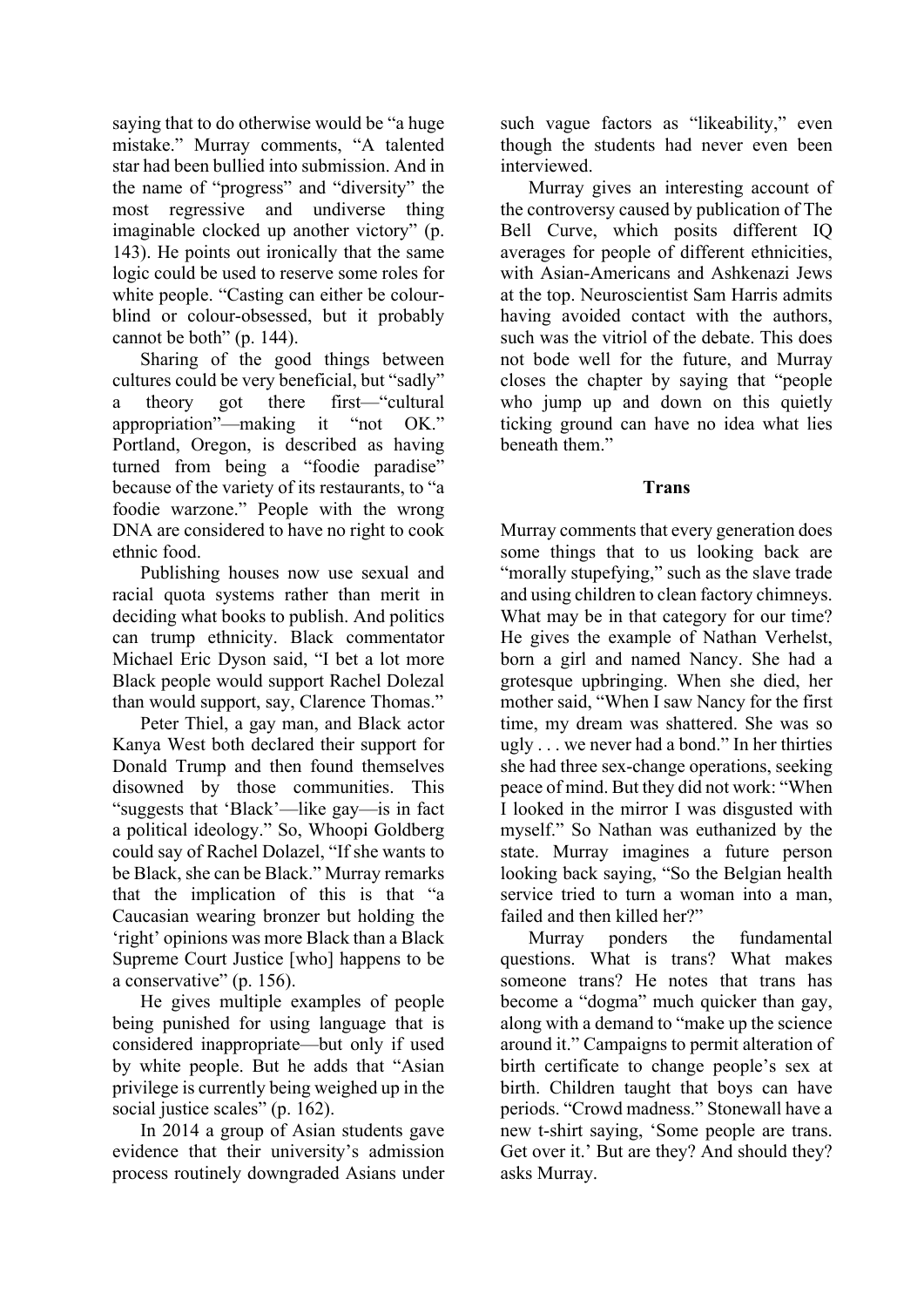saying that to do otherwise would be "a huge mistake." Murray comments, "A talented star had been bullied into submission. And in the name of "progress" and "diversity" the most regressive and undiverse thing imaginable clocked up another victory" (p. 143). He points out ironically that the same logic could be used to reserve some roles for white people. "Casting can either be colour-blind or colour-obsessed, but it probably cannot be both" (p. 144).

Sharing of the good things between cultures could be very beneficial, but "sadly" a theory got there first—"cultural appropriation"—making it "not OK." Portland, Oregon, is described as having turned from being a "foodie paradise" because of the variety of its restaurants, to "a foodie warzone." People with the wrong DNA are considered to have no right to cook ethnic food.

Publishing houses now use sexual and racial quota systems rather than merit in deciding what books to publish. And politics can trump ethnicity. Black commentator Michael Eric Dyson said, "I bet a lot more Black people would support Rachel Dolezal than would support, say, Clarence Thomas."

Peter Thiel, a gay man, and Black actor Kanya West both declared their support for Donald Trump and then found themselves disowned by those communities. This "suggests that 'Black'—like gay—is in fact a political ideology." So, Whoopi Goldberg could say of Rachel Dolazel, "If she wants to be Black, she can be Black." Murray remarks that the implication of this is that "a Caucasian wearing bronzer but holding the 'right' opinions was more Black than a Black Supreme Court Justice [who] happens to be a conservative" (p. 156).

He gives multiple examples of people being punished for using language that is considered inappropriate—but only if used by white people. But he adds that "Asian privilege is currently being weighed up in the social justice scales" (p. 162).

In 2014 a group of Asian students gave evidence that their university's admission process routinely downgraded Asians under such vague factors as "likeability," even though the students had never even been interviewed.

Murray gives an interesting account of the controversy caused by publication of The Bell Curve, which posits different IQ averages for people of different ethnicities, with Asian-Americans and Ashkenazi Jews at the top. Neuroscientist Sam Harris admits having avoided contact with the authors, such was the vitriol of the debate. This does not bode well for the future, and Murray closes the chapter by saying that "people who jump up and down on this quietly ticking ground can have no idea what lies beneath them."

## Trans

Murray comments that every generation does some things that to us looking back are "morally stupefying," such as the slave trade and using children to clean factory chimneys. What may be in that category for our time? He gives the example of Nathan Verhelst, born a girl and named Nancy. She had a grotesque upbringing. When she died, her mother said, "When I saw Nancy for the first time, my dream was shattered. She was so ugly . . . we never had a bond." In her thirties she had three sex-change operations, seeking peace of mind. But they did not work: "When I looked in the mirror I was disgusted with myself." So Nathan was euthanized by the state. Murray imagines a future person looking back saying, "So the Belgian health service tried to turn a woman into a man, failed and then killed her?"

Murray ponders the fundamental questions. What is trans? What makes someone trans? He notes that trans has become a "dogma" much quicker than gay, along with a demand to "make up the science around it." Campaigns to permit alteration of birth certificate to change people's sex at birth. Children taught that boys can have periods. "Crowd madness." Stonewall have a new t-shirt saying, 'Some people are trans. Get over it.' But are they? And should they? asks Murray.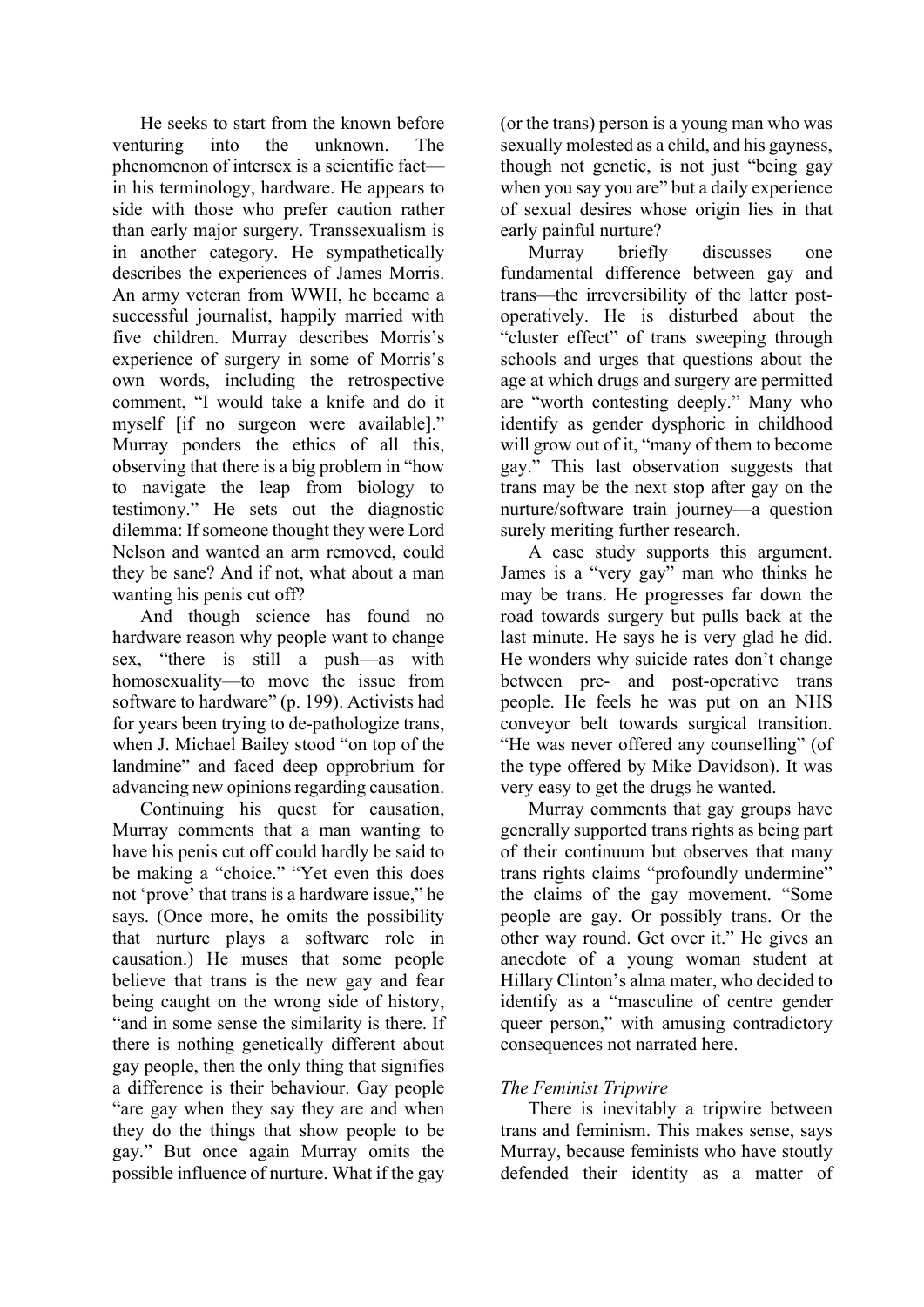He seeks to start from the known before venturing into the unknown. The phenomenon of intersex is a scientific fact—in his terminology, hardware. He appears to side with those who prefer caution rather than early major surgery. Transsexualism is in another category. He sympathetically describes the experiences of James Morris. An army veteran from WWII, he became a successful journalist, happily married with five children. Murray describes Morris's experience of surgery in some of Morris's own words, including the retrospective comment, "I would take a knife and do it myself [if no surgeon were available]." Murray ponders the ethics of all this, observing that there is a big problem in "how to navigate the leap from biology to testimony." He sets out the diagnostic dilemma: If someone thought they were Lord Nelson and wanted an arm removed, could they be sane? And if not, what about a man wanting his penis cut off?

And though science has found no hardware reason why people want to change sex, "there is still a push—as with homosexuality—to move the issue from software to hardware" (p. 199). Activists had for years been trying to de-pathologize trans, when J. Michael Bailey stood "on top of the landmine" and faced deep opprobrium for advancing new opinions regarding causation.

Continuing his quest for causation, Murray comments that a man wanting to have his penis cut off could hardly be said to be making a "choice." "Yet even this does not 'prove' that trans is a hardware issue," he says. (Once more, he omits the possibility that nurture plays a software role in causation.) He muses that some people believe that trans is the new gay and fear being caught on the wrong side of history, "and in some sense the similarity is there. If there is nothing genetically different about gay people, then the only thing that signifies a difference is their behaviour. Gay people "are gay when they say they are and when they do the things that show people to be gay." But once again Murray omits the possible influence of nurture. What if the gay (or the trans) person is a young man who was sexually molested as a child, and his gayness, though not genetic, is not just "being gay when you say you are" but a daily experience of sexual desires whose origin lies in that early painful nurture?

Murray briefly discusses one fundamental difference between gay and trans—the irreversibility of the latter post-operatively. He is disturbed about the "cluster effect" of trans sweeping through schools and urges that questions about the age at which drugs and surgery are permitted are "worth contesting deeply." Many who identify as gender dysphoric in childhood will grow out of it, "many of them to become gay." This last observation suggests that trans may be the next stop after gay on the nurture/software train journey—a question surely meriting further research.

A case study supports this argument. James is a "very gay" man who thinks he may be trans. He progresses far down the road towards surgery but pulls back at the last minute. He says he is very glad he did. He wonders why suicide rates don't change between pre- and post-operative trans people. He feels he was put on an NHS conveyor belt towards surgical transition. "He was never offered any counselling" (of the type offered by Mike Davidson). It was very easy to get the drugs he wanted.

Murray comments that gay groups have generally supported trans rights as being part of their continuum but observes that many trans rights claims "profoundly undermine" the claims of the gay movement. "Some people are gay. Or possibly trans. Or the other way round. Get over it." He gives an anecdote of a young woman student at Hillary Clinton's alma mater, who decided to identify as a "masculine of centre gender queer person," with amusing contradictory consequences not narrated here.

### *The Feminist Tripwire*

There is inevitably a tripwire between trans and feminism. This makes sense, says Murray, because feminists who have stoutly defended their identity as a matter of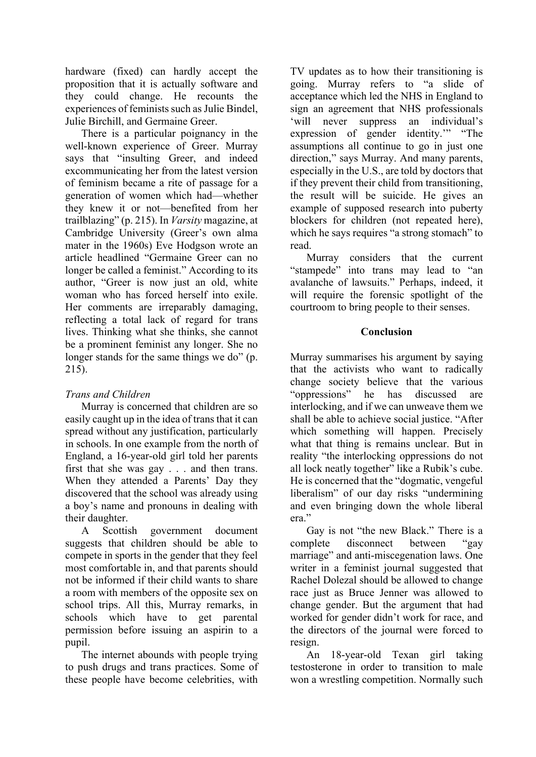hardware (fixed) can hardly accept the proposition that it is actually software and they could change. He recounts the experiences of feminists such as Julie Bindel, Julie Birchill, and Germaine Greer.

There is a particular poignancy in the well-known experience of Greer. Murray says that "insulting Greer, and indeed excommunicating her from the latest version of feminism became a rite of passage for a generation of women which had—whether they knew it or not—benefited from her trailblazing" (p. 215). In *Varsity* magazine, at Cambridge University (Greer's own alma mater in the 1960s) Eve Hodgson wrote an article headlined "Germaine Greer can no longer be called a feminist." According to its author, "Greer is now just an old, white woman who has forced herself into exile. Her comments are irreparably damaging, reflecting a total lack of regard for trans lives. Thinking what she thinks, she cannot be a prominent feminist any longer. She no longer stands for the same things we do" (p. 215).

*Trans and Children*

Murray is concerned that children are so easily caught up in the idea of trans that it can spread without any justification, particularly in schools. In one example from the north of England, a 16-year-old girl told her parents first that she was gay . . . and then trans. When they attended a Parents' Day they discovered that the school was already using a boy's name and pronouns in dealing with their daughter.

A Scottish government document suggests that children should be able to compete in sports in the gender that they feel most comfortable in, and that parents should not be informed if their child wants to share a room with members of the opposite sex on school trips. All this, Murray remarks, in schools which have to get parental permission before issuing an aspirin to a pupil.

The internet abounds with people trying to push drugs and trans practices. Some of these people have become celebrities, with TV updates as to how their transitioning is going. Murray refers to "a slide of acceptance which led the NHS in England to sign an agreement that NHS professionals 'will never suppress an individual's expression of gender identity.'" "The assumptions all continue to go in just one direction," says Murray. And many parents, especially in the U.S., are told by doctors that if they prevent their child from transitioning, the result will be suicide. He gives an example of supposed research into puberty blockers for children (not repeated here), which he says requires "a strong stomach" to read.

Murray considers that the current "stampede" into trans may lead to "an avalanche of lawsuits." Perhaps, indeed, it will require the forensic spotlight of the courtroom to bring people to their senses.

## Conclusion

Murray summarises his argument by saying that the activists who want to radically change society believe that the various "oppressions" he has discussed are interlocking, and if we can unweave them we shall be able to achieve social justice. "After which something will happen. Precisely what that thing is remains unclear. But in reality "the interlocking oppressions do not all lock neatly together" like a Rubik's cube. He is concerned that the "dogmatic, vengeful liberalism" of our day risks "undermining and even bringing down the whole liberal era."

Gay is not "the new Black." There is a complete disconnect between "gay marriage" and anti-miscegenation laws. One writer in a feminist journal suggested that Rachel Dolezal should be allowed to change race just as Bruce Jenner was allowed to change gender. But the argument that had worked for gender didn't work for race, and the directors of the journal were forced to resign.

An 18-year-old Texan girl taking testosterone in order to transition to male won a wrestling competition. Normally such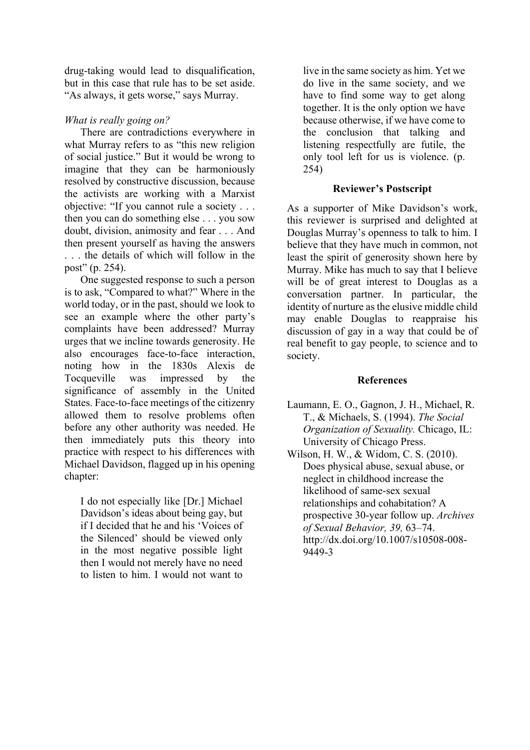drug-taking would lead to disqualification, but in this case that rule has to be set aside. "As always, it gets worse," says Murray.

*What is really going on?*

There are contradictions everywhere in what Murray refers to as "this new religion of social justice." But it would be wrong to imagine that they can be harmoniously resolved by constructive discussion, because the activists are working with a Marxist objective: "If you cannot rule a society . . . then you can do something else . . . you sow doubt, division, animosity and fear . . . And then present yourself as having the answers . . . the details of which will follow in the post" (p. 254).

One suggested response to such a person is to ask, "Compared to what?" Where in the world today, or in the past, should we look to see an example where the other party's complaints have been addressed? Murray urges that we incline towards generosity. He also encourages face-to-face interaction, noting how in the 1830s Alexis de Tocqueville was impressed by the significance of assembly in the United States. Face-to-face meetings of the citizenry allowed them to resolve problems often before any other authority was needed. He then immediately puts this theory into practice with respect to his differences with Michael Davidson, flagged up in his opening chapter:

> I do not especially like [Dr.] Michael Davidson's ideas about being gay, but if I decided that he and his 'Voices of the Silenced' should be viewed only in the most negative possible light then I would not merely have no need to listen to him. I would not want to live in the same society as him. Yet we do live in the same society, and we have to find some way to get along together. It is the only option we have because otherwise, if we have come to the conclusion that talking and listening respectfully are futile, the only tool left for us is violence. (p. 254)

## Reviewer's Postscript

As a supporter of Mike Davidson's work, this reviewer is surprised and delighted at Douglas Murray's openness to talk to him. I believe that they have much in common, not least the spirit of generosity shown here by Murray. Mike has much to say that I believe will be of great interest to Douglas as a conversation partner. In particular, the identity of nurture as the elusive middle child may enable Douglas to reappraise his discussion of gay in a way that could be of real benefit to gay people, to science and to society.

## References

Laumann, E. O., Gagnon, J. H., Michael, R. T., & Michaels, S. (1994). *The Social Organization of Sexuality.* Chicago, IL: University of Chicago Press.

Wilson, H. W., & Widom, C. S. (2010). Does physical abuse, sexual abuse, or neglect in childhood increase the likelihood of same-sex sexual relationships and cohabitation? A prospective 30-year follow up. *Archives of Sexual Behavior, 39,* 63–74. http://dx.doi.org/10.1007/s10508-008-9449-3